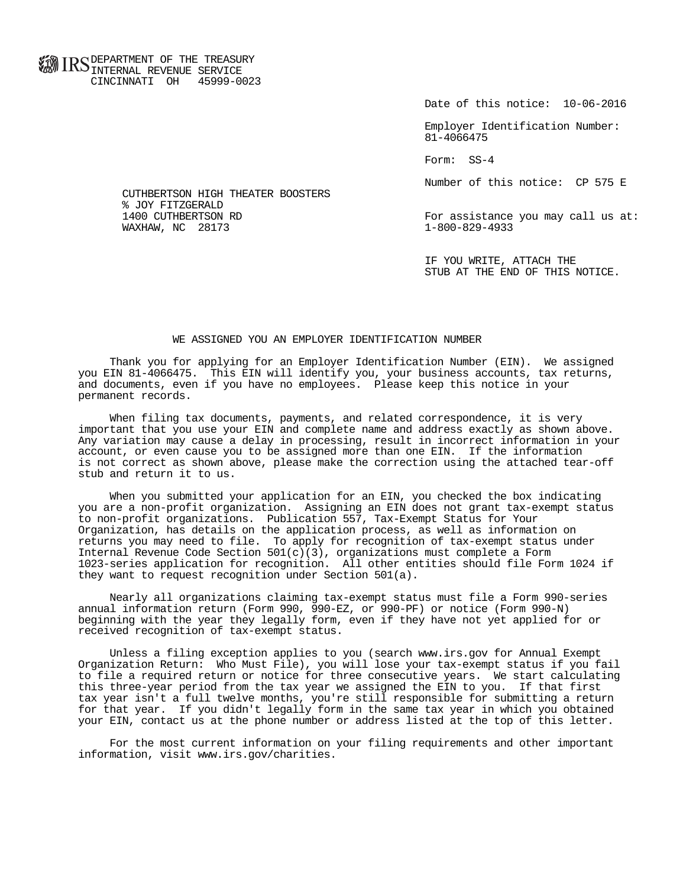IRS DEPARTMENT OF THE TREASURY
INTERNAL REVENUE SERVICE
CINCINNATI OH 45999-0023

Date of this notice: 10-06-2016

Employer Identification Number:
81-4066475

Form: SS-4

Number of this notice: CP 575 E

CUTHBERTSON HIGH THEATER BOOSTERS
% JOY FITZGERALD
1400 CUTHBERTSON RD
WAXHAW, NC 28173

For assistance you may call us at:
1-800-829-4933

IF YOU WRITE, ATTACH THE
STUB AT THE END OF THIS NOTICE.

## WE ASSIGNED YOU AN EMPLOYER IDENTIFICATION NUMBER

Thank you for applying for an Employer Identification Number (EIN). We assigned you EIN 81-4066475. This EIN will identify you, your business accounts, tax returns, and documents, even if you have no employees. Please keep this notice in your permanent records.

When filing tax documents, payments, and related correspondence, it is very important that you use your EIN and complete name and address exactly as shown above. Any variation may cause a delay in processing, result in incorrect information in your account, or even cause you to be assigned more than one EIN. If the information is not correct as shown above, please make the correction using the attached tear-off stub and return it to us.

When you submitted your application for an EIN, you checked the box indicating you are a non-profit organization. Assigning an EIN does not grant tax-exempt status to non-profit organizations. Publication 557, Tax-Exempt Status for Your Organization, has details on the application process, as well as information on returns you may need to file. To apply for recognition of tax-exempt status under Internal Revenue Code Section 501(c)(3), organizations must complete a Form 1023-series application for recognition. All other entities should file Form 1024 if they want to request recognition under Section 501(a).

Nearly all organizations claiming tax-exempt status must file a Form 990-series annual information return (Form 990, 990-EZ, or 990-PF) or notice (Form 990-N) beginning with the year they legally form, even if they have not yet applied for or received recognition of tax-exempt status.

Unless a filing exception applies to you (search www.irs.gov for Annual Exempt Organization Return: Who Must File), you will lose your tax-exempt status if you fail to file a required return or notice for three consecutive years. We start calculating this three-year period from the tax year we assigned the EIN to you. If that first tax year isn't a full twelve months, you're still responsible for submitting a return for that year. If you didn't legally form in the same tax year in which you obtained your EIN, contact us at the phone number or address listed at the top of this letter.

For the most current information on your filing requirements and other important information, visit www.irs.gov/charities.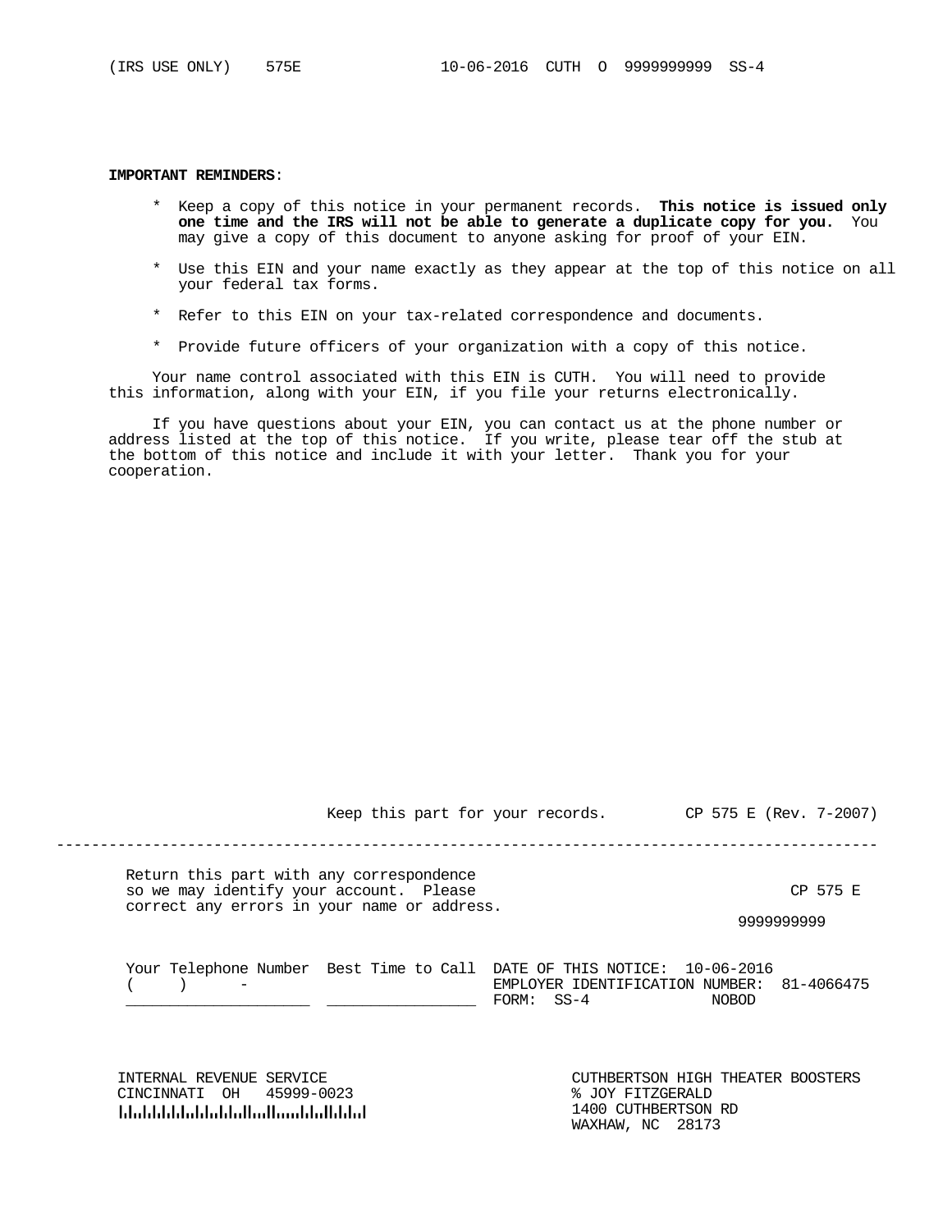(IRS USE ONLY) 575E 10-06-2016 CUTH O 9999999999 SS-4

**IMPORTANT REMINDERS**:

* Keep a copy of this notice in your permanent records. **This notice is issued only one time and the IRS will not be able to generate a duplicate copy for you.** You may give a copy of this document to anyone asking for proof of your EIN.

* Use this EIN and your name exactly as they appear at the top of this notice on all your federal tax forms.

* Refer to this EIN on your tax-related correspondence and documents.

* Provide future officers of your organization with a copy of this notice.

Your name control associated with this EIN is CUTH. You will need to provide this information, along with your EIN, if you file your returns electronically.

If you have questions about your EIN, you can contact us at the phone number or address listed at the top of this notice. If you write, please tear off the stub at the bottom of this notice and include it with your letter. Thank you for your cooperation.

Keep this part for your records. CP 575 E (Rev. 7-2007)

---

Return this part with any correspondence so we may identify your account. Please correct any errors in your name or address.

CP 575 E

9999999999

Your Telephone Number: ( ) -

Best Time to Call:

DATE OF THIS NOTICE: 10-06-2016
EMPLOYER IDENTIFICATION NUMBER: 81-4066475
FORM: SS-4 NOBOD

INTERNAL REVENUE SERVICE
CINCINNATI OH 45999-0023

CUTHBERTSON HIGH THEATER BOOSTERS
% JOY FITZGERALD
1400 CUTHBERTSON RD
WAXHAW, NC 28173